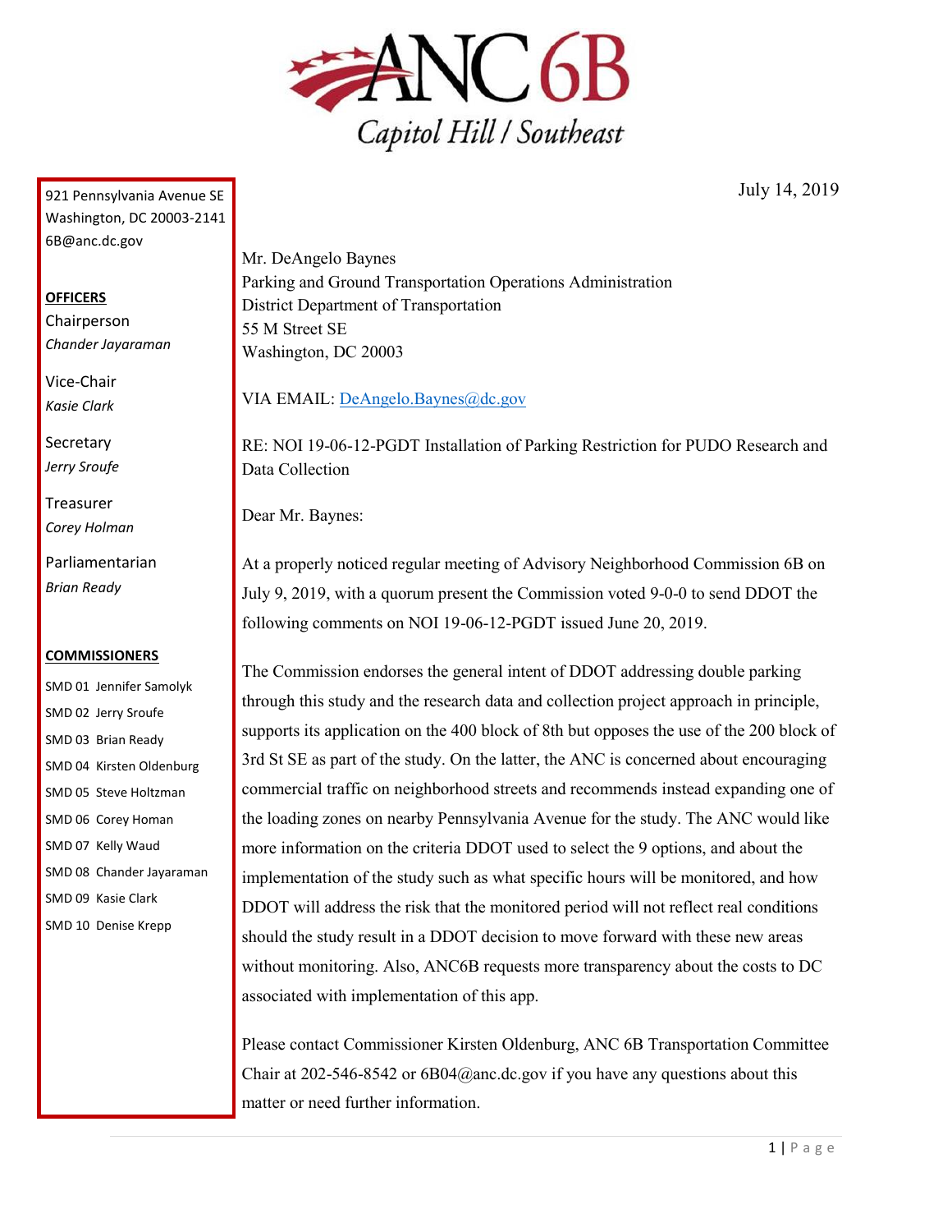# ANC 6B

Capitol Hill / Southeast

921 Pennsylvania Avenue SE
Washington, DC 20003-2141
6B@anc.dc.gov

**OFFICERS**

Chairperson
*Chander Jayaraman*

Vice-Chair
*Kasie Clark*

Secretary
*Jerry Sroufe*

Treasurer
*Corey Holman*

Parliamentarian
*Brian Ready*

**COMMISSIONERS**

SMD 01 Jennifer Samolyk
SMD 02 Jerry Sroufe
SMD 03 Brian Ready
SMD 04 Kirsten Oldenburg
SMD 05 Steve Holtzman
SMD 06 Corey Homan
SMD 07 Kelly Waud
SMD 08 Chander Jayaraman
SMD 09 Kasie Clark
SMD 10 Denise Krepp

July 14, 2019

Mr. DeAngelo Baynes
Parking and Ground Transportation Operations Administration
District Department of Transportation
55 M Street SE
Washington, DC 20003

VIA EMAIL: DeAngelo.Baynes@dc.gov

RE: NOI 19-06-12-PGDT Installation of Parking Restriction for PUDO Research and Data Collection

Dear Mr. Baynes:

At a properly noticed regular meeting of Advisory Neighborhood Commission 6B on July 9, 2019, with a quorum present the Commission voted 9-0-0 to send DDOT the following comments on NOI 19-06-12-PGDT issued June 20, 2019.

The Commission endorses the general intent of DDOT addressing double parking through this study and the research data and collection project approach in principle, supports its application on the 400 block of 8th but opposes the use of the 200 block of 3rd St SE as part of the study. On the latter, the ANC is concerned about encouraging commercial traffic on neighborhood streets and recommends instead expanding one of the loading zones on nearby Pennsylvania Avenue for the study. The ANC would like more information on the criteria DDOT used to select the 9 options, and about the implementation of the study such as what specific hours will be monitored, and how DDOT will address the risk that the monitored period will not reflect real conditions should the study result in a DDOT decision to move forward with these new areas without monitoring. Also, ANC6B requests more transparency about the costs to DC associated with implementation of this app.

Please contact Commissioner Kirsten Oldenburg, ANC 6B Transportation Committee Chair at 202-546-8542 or 6B04@anc.dc.gov if you have any questions about this matter or need further information.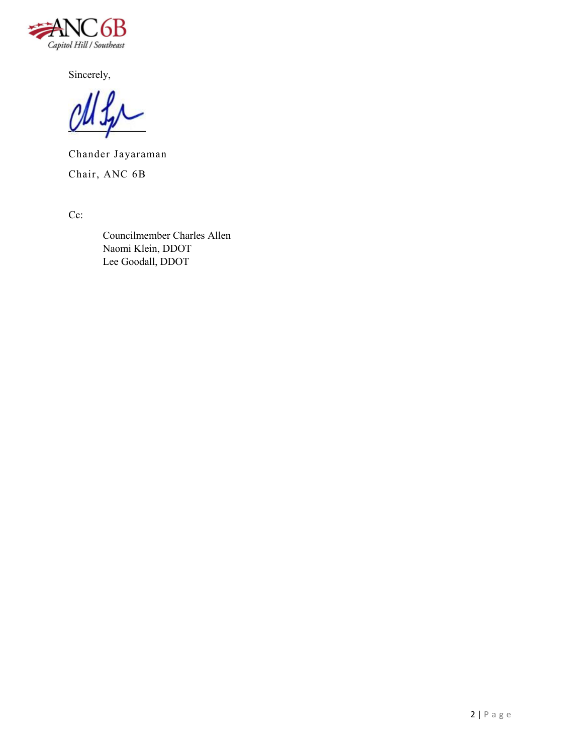Sincerely,

Chander Jayaraman

Chair, ANC 6B

Cc:

Councilmember Charles Allen
Naomi Klein, DDOT
Lee Goodall, DDOT